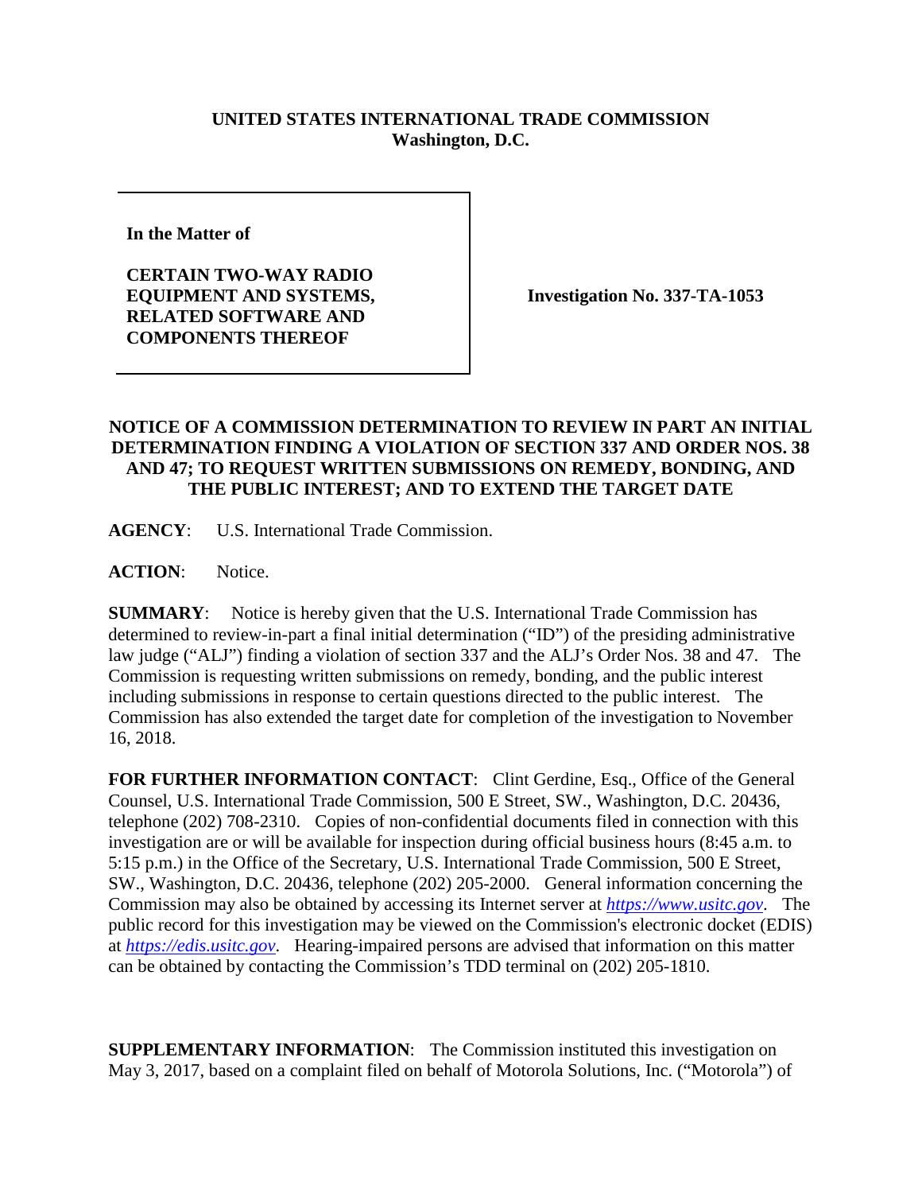**UNITED STATES INTERNATIONAL TRADE COMMISSION**
**Washington, D.C.**

| | |
|---|---|
| **In the Matter of**<br><br>**CERTAIN TWO-WAY RADIO EQUIPMENT AND SYSTEMS, RELATED SOFTWARE AND COMPONENTS THEREOF** | **Investigation No. 337-TA-1053** |

**NOTICE OF A COMMISSION DETERMINATION TO REVIEW IN PART AN INITIAL DETERMINATION FINDING A VIOLATION OF SECTION 337 AND ORDER NOS. 38 AND 47; TO REQUEST WRITTEN SUBMISSIONS ON REMEDY, BONDING, AND THE PUBLIC INTEREST; AND TO EXTEND THE TARGET DATE**

**AGENCY**: U.S. International Trade Commission.

**ACTION**: Notice.

**SUMMARY**: Notice is hereby given that the U.S. International Trade Commission has determined to review-in-part a final initial determination ("ID") of the presiding administrative law judge ("ALJ") finding a violation of section 337 and the ALJ's Order Nos. 38 and 47. The Commission is requesting written submissions on remedy, bonding, and the public interest including submissions in response to certain questions directed to the public interest. The Commission has also extended the target date for completion of the investigation to November 16, 2018.

**FOR FURTHER INFORMATION CONTACT**: Clint Gerdine, Esq., Office of the General Counsel, U.S. International Trade Commission, 500 E Street, SW., Washington, D.C. 20436, telephone (202) 708-2310. Copies of non-confidential documents filed in connection with this investigation are or will be available for inspection during official business hours (8:45 a.m. to 5:15 p.m.) in the Office of the Secretary, U.S. International Trade Commission, 500 E Street, SW., Washington, D.C. 20436, telephone (202) 205-2000. General information concerning the Commission may also be obtained by accessing its Internet server at *https://www.usitc.gov*. The public record for this investigation may be viewed on the Commission's electronic docket (EDIS) at *https://edis.usitc.gov*. Hearing-impaired persons are advised that information on this matter can be obtained by contacting the Commission's TDD terminal on (202) 205-1810.

**SUPPLEMENTARY INFORMATION**: The Commission instituted this investigation on May 3, 2017, based on a complaint filed on behalf of Motorola Solutions, Inc. ("Motorola") of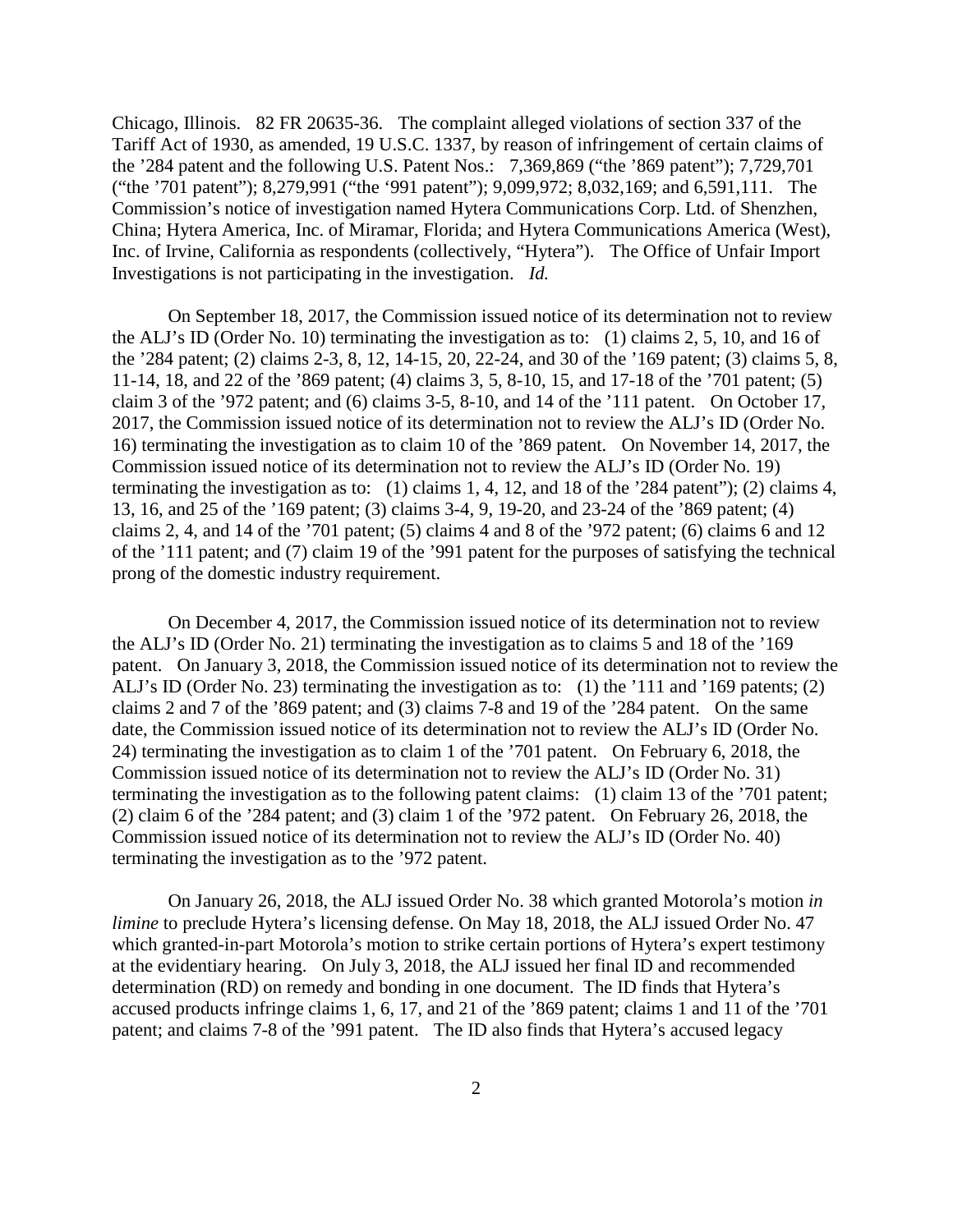Chicago, Illinois. 82 FR 20635-36. The complaint alleged violations of section 337 of the Tariff Act of 1930, as amended, 19 U.S.C. 1337, by reason of infringement of certain claims of the ’284 patent and the following U.S. Patent Nos.: 7,369,869 (“the ’869 patent”); 7,729,701 (“the ’701 patent”); 8,279,991 (“the ‘991 patent”); 9,099,972; 8,032,169; and 6,591,111. The Commission’s notice of investigation named Hytera Communications Corp. Ltd. of Shenzhen, China; Hytera America, Inc. of Miramar, Florida; and Hytera Communications America (West), Inc. of Irvine, California as respondents (collectively, “Hytera”). The Office of Unfair Import Investigations is not participating in the investigation. *Id.*

On September 18, 2017, the Commission issued notice of its determination not to review the ALJ’s ID (Order No. 10) terminating the investigation as to: (1) claims 2, 5, 10, and 16 of the ’284 patent; (2) claims 2-3, 8, 12, 14-15, 20, 22-24, and 30 of the ’169 patent; (3) claims 5, 8, 11-14, 18, and 22 of the ’869 patent; (4) claims 3, 5, 8-10, 15, and 17-18 of the ’701 patent; (5) claim 3 of the ’972 patent; and (6) claims 3-5, 8-10, and 14 of the ’111 patent. On October 17, 2017, the Commission issued notice of its determination not to review the ALJ’s ID (Order No. 16) terminating the investigation as to claim 10 of the ’869 patent. On November 14, 2017, the Commission issued notice of its determination not to review the ALJ’s ID (Order No. 19) terminating the investigation as to: (1) claims 1, 4, 12, and 18 of the ’284 patent”); (2) claims 4, 13, 16, and 25 of the ’169 patent; (3) claims 3-4, 9, 19-20, and 23-24 of the ’869 patent; (4) claims 2, 4, and 14 of the ’701 patent; (5) claims 4 and 8 of the ’972 patent; (6) claims 6 and 12 of the ’111 patent; and (7) claim 19 of the ’991 patent for the purposes of satisfying the technical prong of the domestic industry requirement.

On December 4, 2017, the Commission issued notice of its determination not to review the ALJ’s ID (Order No. 21) terminating the investigation as to claims 5 and 18 of the ’169 patent. On January 3, 2018, the Commission issued notice of its determination not to review the ALJ’s ID (Order No. 23) terminating the investigation as to: (1) the ’111 and ’169 patents; (2) claims 2 and 7 of the ’869 patent; and (3) claims 7-8 and 19 of the ’284 patent. On the same date, the Commission issued notice of its determination not to review the ALJ’s ID (Order No. 24) terminating the investigation as to claim 1 of the ’701 patent. On February 6, 2018, the Commission issued notice of its determination not to review the ALJ’s ID (Order No. 31) terminating the investigation as to the following patent claims: (1) claim 13 of the ’701 patent; (2) claim 6 of the ’284 patent; and (3) claim 1 of the ’972 patent. On February 26, 2018, the Commission issued notice of its determination not to review the ALJ’s ID (Order No. 40) terminating the investigation as to the ’972 patent.

On January 26, 2018, the ALJ issued Order No. 38 which granted Motorola’s motion *in limine* to preclude Hytera’s licensing defense. On May 18, 2018, the ALJ issued Order No. 47 which granted-in-part Motorola’s motion to strike certain portions of Hytera’s expert testimony at the evidentiary hearing. On July 3, 2018, the ALJ issued her final ID and recommended determination (RD) on remedy and bonding in one document. The ID finds that Hytera’s accused products infringe claims 1, 6, 17, and 21 of the ’869 patent; claims 1 and 11 of the ’701 patent; and claims 7-8 of the ’991 patent. The ID also finds that Hytera’s accused legacy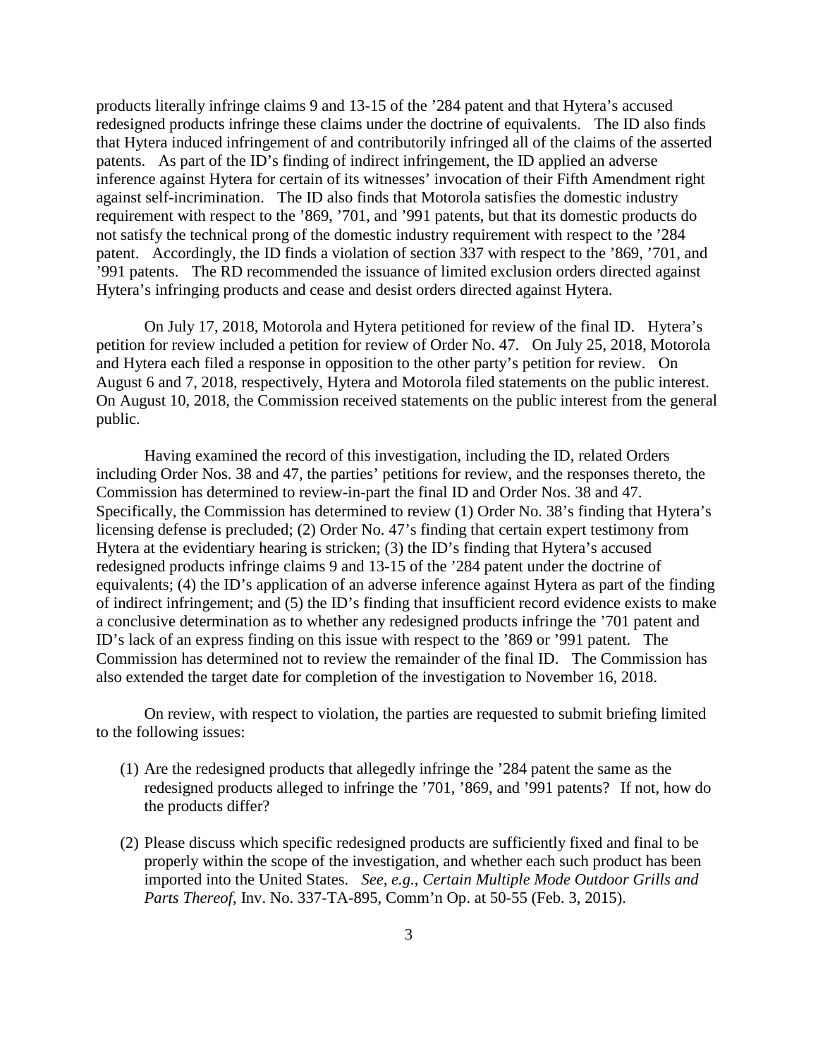products literally infringe claims 9 and 13-15 of the ’284 patent and that Hytera’s accused redesigned products infringe these claims under the doctrine of equivalents. The ID also finds that Hytera induced infringement of and contributorily infringed all of the claims of the asserted patents. As part of the ID’s finding of indirect infringement, the ID applied an adverse inference against Hytera for certain of its witnesses’ invocation of their Fifth Amendment right against self-incrimination. The ID also finds that Motorola satisfies the domestic industry requirement with respect to the ’869, ’701, and ’991 patents, but that its domestic products do not satisfy the technical prong of the domestic industry requirement with respect to the ’284 patent. Accordingly, the ID finds a violation of section 337 with respect to the ’869, ’701, and ’991 patents. The RD recommended the issuance of limited exclusion orders directed against Hytera’s infringing products and cease and desist orders directed against Hytera.

On July 17, 2018, Motorola and Hytera petitioned for review of the final ID. Hytera’s petition for review included a petition for review of Order No. 47. On July 25, 2018, Motorola and Hytera each filed a response in opposition to the other party’s petition for review. On August 6 and 7, 2018, respectively, Hytera and Motorola filed statements on the public interest. On August 10, 2018, the Commission received statements on the public interest from the general public.

Having examined the record of this investigation, including the ID, related Orders including Order Nos. 38 and 47, the parties’ petitions for review, and the responses thereto, the Commission has determined to review-in-part the final ID and Order Nos. 38 and 47. Specifically, the Commission has determined to review (1) Order No. 38’s finding that Hytera’s licensing defense is precluded; (2) Order No. 47’s finding that certain expert testimony from Hytera at the evidentiary hearing is stricken; (3) the ID’s finding that Hytera’s accused redesigned products infringe claims 9 and 13-15 of the ’284 patent under the doctrine of equivalents; (4) the ID’s application of an adverse inference against Hytera as part of the finding of indirect infringement; and (5) the ID’s finding that insufficient record evidence exists to make a conclusive determination as to whether any redesigned products infringe the ’701 patent and ID’s lack of an express finding on this issue with respect to the ’869 or ’991 patent. The Commission has determined not to review the remainder of the final ID. The Commission has also extended the target date for completion of the investigation to November 16, 2018.

On review, with respect to violation, the parties are requested to submit briefing limited to the following issues:

(1) Are the redesigned products that allegedly infringe the ’284 patent the same as the redesigned products alleged to infringe the ’701, ’869, and ’991 patents? If not, how do the products differ?

(2) Please discuss which specific redesigned products are sufficiently fixed and final to be properly within the scope of the investigation, and whether each such product has been imported into the United States. *See, e.g.*, *Certain Multiple Mode Outdoor Grills and Parts Thereof*, Inv. No. 337-TA-895, Comm’n Op. at 50-55 (Feb. 3, 2015).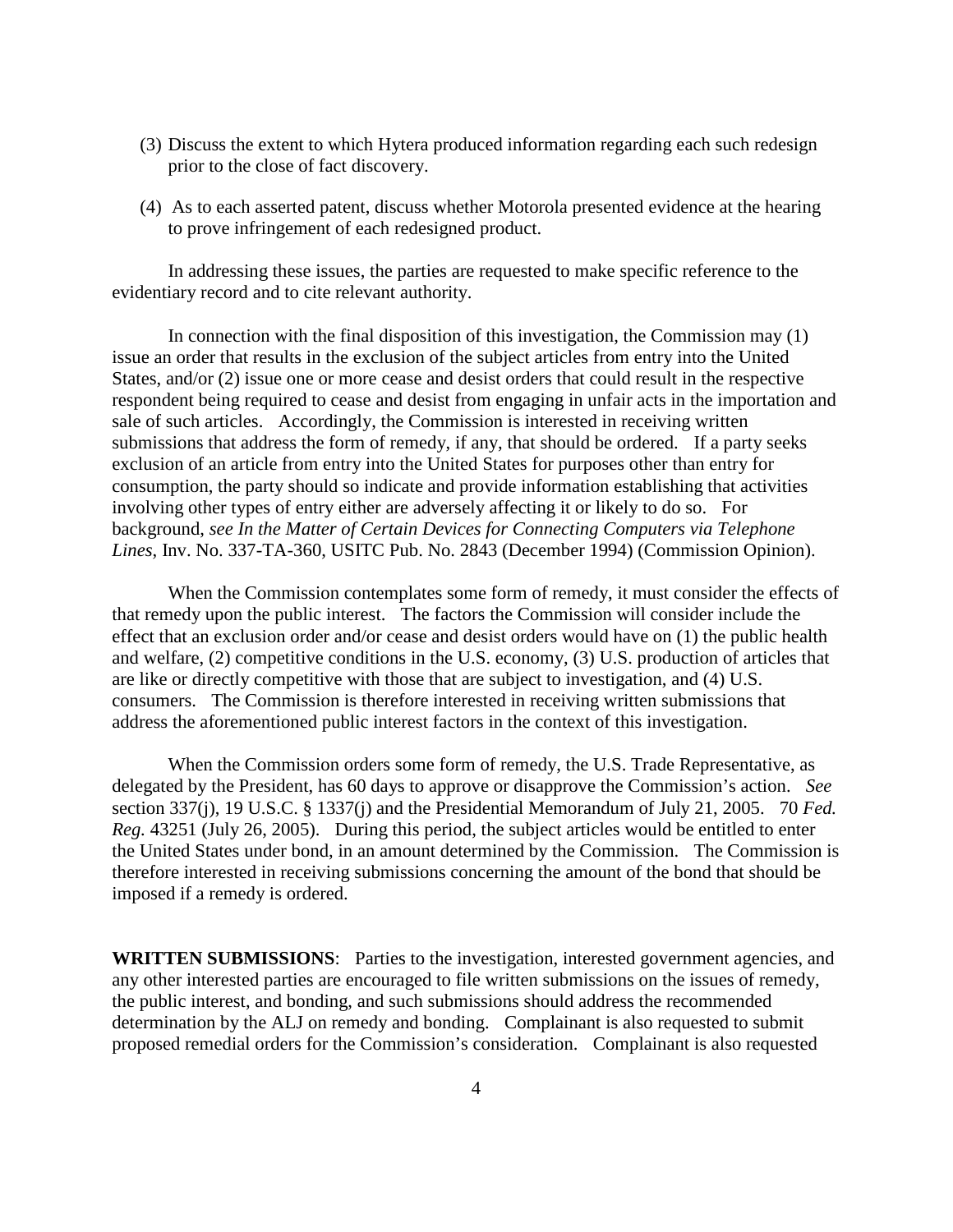(3) Discuss the extent to which Hytera produced information regarding each such redesign prior to the close of fact discovery.

(4) As to each asserted patent, discuss whether Motorola presented evidence at the hearing to prove infringement of each redesigned product.

In addressing these issues, the parties are requested to make specific reference to the evidentiary record and to cite relevant authority.

In connection with the final disposition of this investigation, the Commission may (1) issue an order that results in the exclusion of the subject articles from entry into the United States, and/or (2) issue one or more cease and desist orders that could result in the respective respondent being required to cease and desist from engaging in unfair acts in the importation and sale of such articles. Accordingly, the Commission is interested in receiving written submissions that address the form of remedy, if any, that should be ordered. If a party seeks exclusion of an article from entry into the United States for purposes other than entry for consumption, the party should so indicate and provide information establishing that activities involving other types of entry either are adversely affecting it or likely to do so. For background, *see In the Matter of Certain Devices for Connecting Computers via Telephone Lines*, Inv. No. 337-TA-360, USITC Pub. No. 2843 (December 1994) (Commission Opinion).

When the Commission contemplates some form of remedy, it must consider the effects of that remedy upon the public interest. The factors the Commission will consider include the effect that an exclusion order and/or cease and desist orders would have on (1) the public health and welfare, (2) competitive conditions in the U.S. economy, (3) U.S. production of articles that are like or directly competitive with those that are subject to investigation, and (4) U.S. consumers. The Commission is therefore interested in receiving written submissions that address the aforementioned public interest factors in the context of this investigation.

When the Commission orders some form of remedy, the U.S. Trade Representative, as delegated by the President, has 60 days to approve or disapprove the Commission's action. *See* section 337(j), 19 U.S.C. § 1337(j) and the Presidential Memorandum of July 21, 2005. 70 *Fed. Reg.* 43251 (July 26, 2005). During this period, the subject articles would be entitled to enter the United States under bond, in an amount determined by the Commission. The Commission is therefore interested in receiving submissions concerning the amount of the bond that should be imposed if a remedy is ordered.

**WRITTEN SUBMISSIONS**: Parties to the investigation, interested government agencies, and any other interested parties are encouraged to file written submissions on the issues of remedy, the public interest, and bonding, and such submissions should address the recommended determination by the ALJ on remedy and bonding. Complainant is also requested to submit proposed remedial orders for the Commission's consideration. Complainant is also requested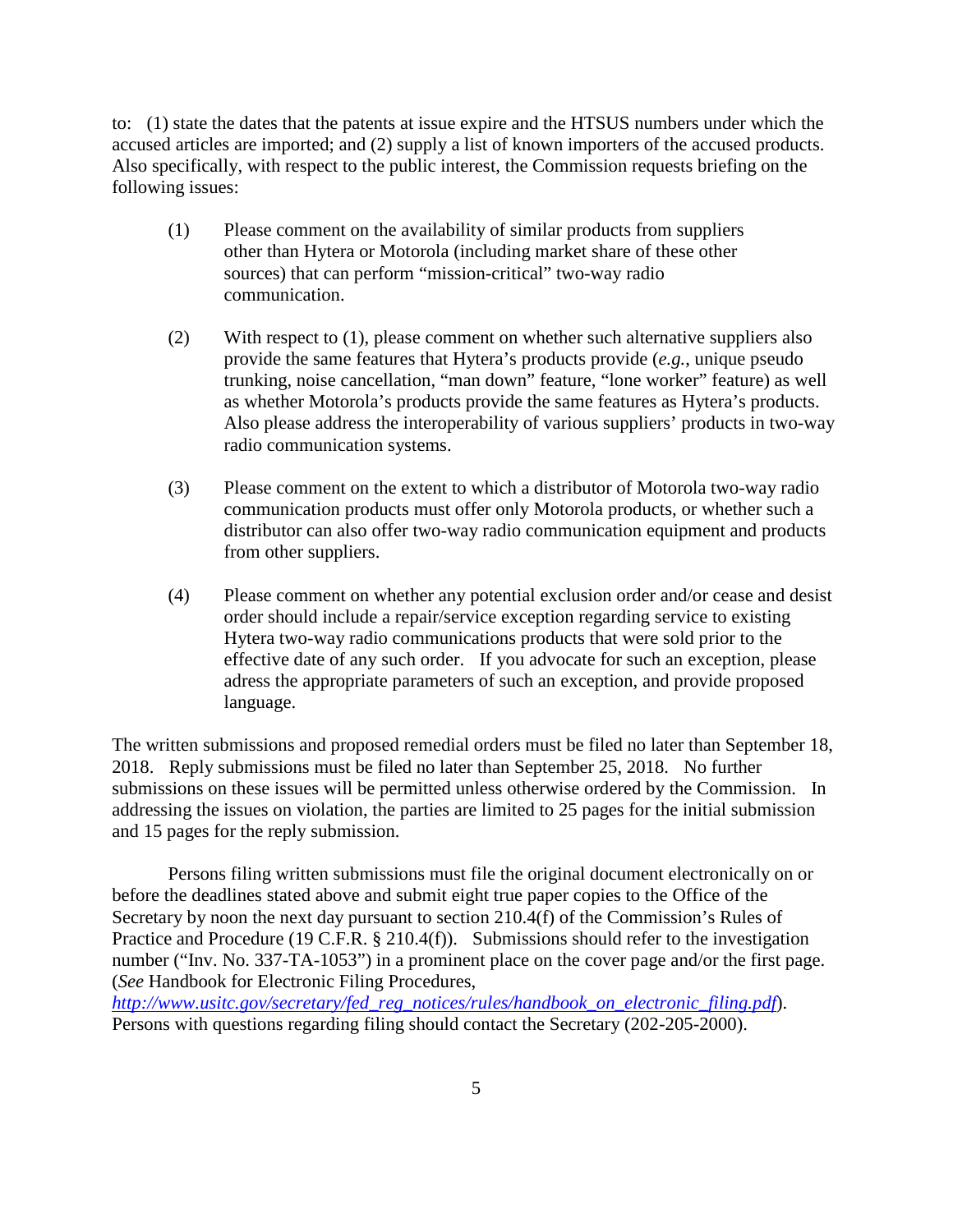to: (1) state the dates that the patents at issue expire and the HTSUS numbers under which the accused articles are imported; and (2) supply a list of known importers of the accused products. Also specifically, with respect to the public interest, the Commission requests briefing on the following issues:

(1) Please comment on the availability of similar products from suppliers other than Hytera or Motorola (including market share of these other sources) that can perform "mission-critical" two-way radio communication.

(2) With respect to (1), please comment on whether such alternative suppliers also provide the same features that Hytera's products provide (*e.g.*, unique pseudo trunking, noise cancellation, "man down" feature, "lone worker" feature) as well as whether Motorola's products provide the same features as Hytera's products. Also please address the interoperability of various suppliers' products in two-way radio communication systems.

(3) Please comment on the extent to which a distributor of Motorola two-way radio communication products must offer only Motorola products, or whether such a distributor can also offer two-way radio communication equipment and products from other suppliers.

(4) Please comment on whether any potential exclusion order and/or cease and desist order should include a repair/service exception regarding service to existing Hytera two-way radio communications products that were sold prior to the effective date of any such order. If you advocate for such an exception, please adress the appropriate parameters of such an exception, and provide proposed language.

The written submissions and proposed remedial orders must be filed no later than September 18, 2018. Reply submissions must be filed no later than September 25, 2018. No further submissions on these issues will be permitted unless otherwise ordered by the Commission. In addressing the issues on violation, the parties are limited to 25 pages for the initial submission and 15 pages for the reply submission.

Persons filing written submissions must file the original document electronically on or before the deadlines stated above and submit eight true paper copies to the Office of the Secretary by noon the next day pursuant to section 210.4(f) of the Commission's Rules of Practice and Procedure (19 C.F.R. § 210.4(f)). Submissions should refer to the investigation number ("Inv. No. 337-TA-1053") in a prominent place on the cover page and/or the first page. (*See* Handbook for Electronic Filing Procedures, *http://www.usitc.gov/secretary/fed_reg_notices/rules/handbook_on_electronic_filing.pdf*). Persons with questions regarding filing should contact the Secretary (202-205-2000).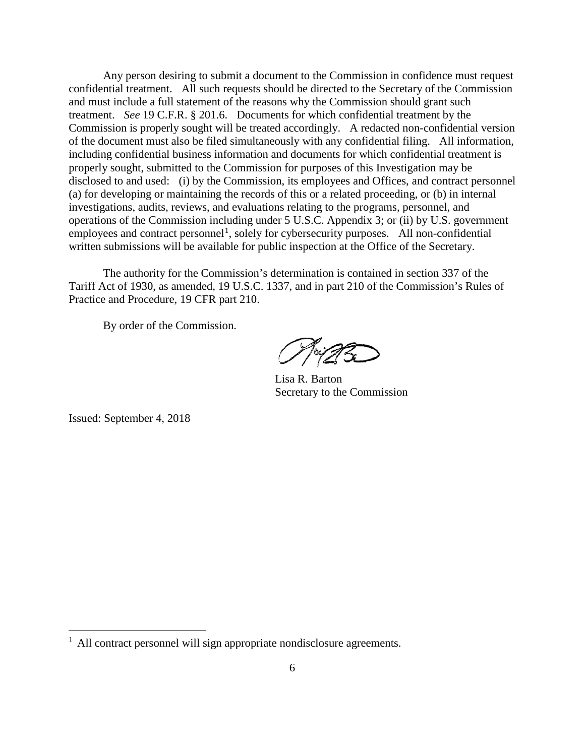Any person desiring to submit a document to the Commission in confidence must request confidential treatment. All such requests should be directed to the Secretary of the Commission and must include a full statement of the reasons why the Commission should grant such treatment. *See* 19 C.F.R. § 201.6. Documents for which confidential treatment by the Commission is properly sought will be treated accordingly. A redacted non-confidential version of the document must also be filed simultaneously with any confidential filing. All information, including confidential business information and documents for which confidential treatment is properly sought, submitted to the Commission for purposes of this Investigation may be disclosed to and used: (i) by the Commission, its employees and Offices, and contract personnel (a) for developing or maintaining the records of this or a related proceeding, or (b) in internal investigations, audits, reviews, and evaluations relating to the programs, personnel, and operations of the Commission including under 5 U.S.C. Appendix 3; or (ii) by U.S. government employees and contract personnel[1], solely for cybersecurity purposes. All non-confidential written submissions will be available for public inspection at the Office of the Secretary.

The authority for the Commission's determination is contained in section 337 of the Tariff Act of 1930, as amended, 19 U.S.C. 1337, and in part 210 of the Commission's Rules of Practice and Procedure, 19 CFR part 210.

By order of the Commission.

Lisa R. Barton
Secretary to the Commission

Issued: September 4, 2018

[1] All contract personnel will sign appropriate nondisclosure agreements.